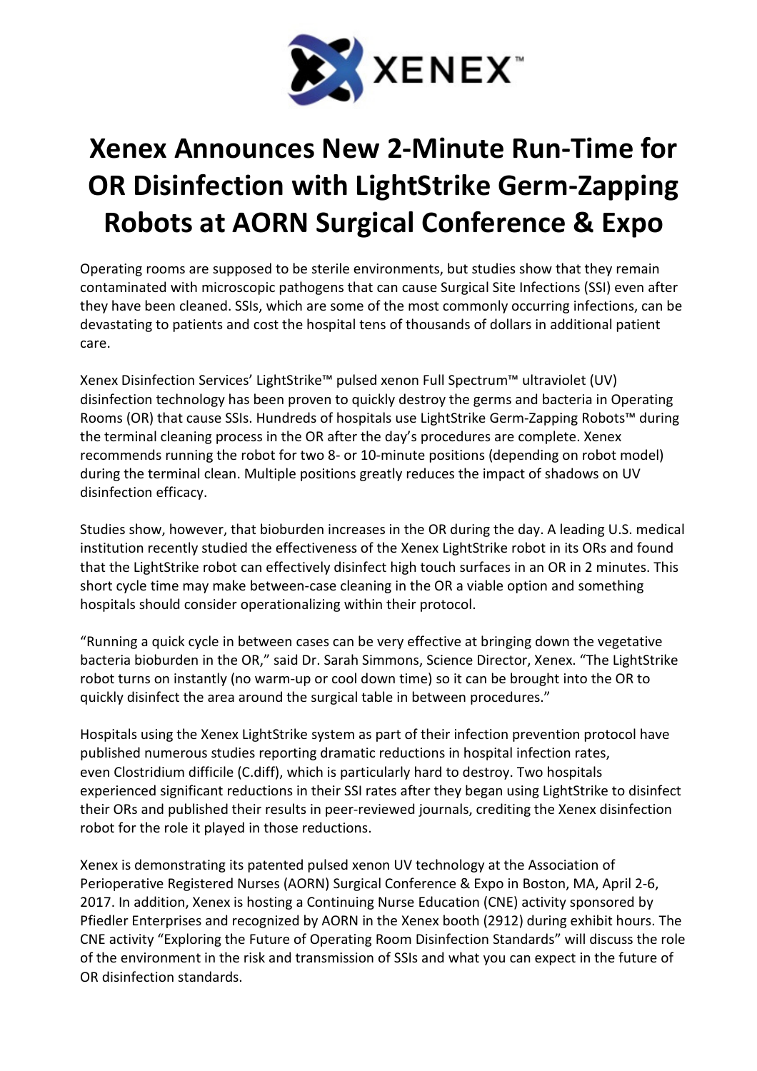XENEX™

# Xenex Announces New 2-Minute Run-Time for OR Disinfection with LightStrike Germ-Zapping Robots at AORN Surgical Conference & Expo

Operating rooms are supposed to be sterile environments, but studies show that they remain contaminated with microscopic pathogens that can cause Surgical Site Infections (SSI) even after they have been cleaned. SSIs, which are some of the most commonly occurring infections, can be devastating to patients and cost the hospital tens of thousands of dollars in additional patient care.

Xenex Disinfection Services' LightStrike™ pulsed xenon Full Spectrum™ ultraviolet (UV) disinfection technology has been proven to quickly destroy the germs and bacteria in Operating Rooms (OR) that cause SSIs. Hundreds of hospitals use LightStrike Germ-Zapping Robots™ during the terminal cleaning process in the OR after the day's procedures are complete. Xenex recommends running the robot for two 8- or 10-minute positions (depending on robot model) during the terminal clean. Multiple positions greatly reduces the impact of shadows on UV disinfection efficacy.

Studies show, however, that bioburden increases in the OR during the day. A leading U.S. medical institution recently studied the effectiveness of the Xenex LightStrike robot in its ORs and found that the LightStrike robot can effectively disinfect high touch surfaces in an OR in 2 minutes. This short cycle time may make between-case cleaning in the OR a viable option and something hospitals should consider operationalizing within their protocol.

"Running a quick cycle in between cases can be very effective at bringing down the vegetative bacteria bioburden in the OR," said Dr. Sarah Simmons, Science Director, Xenex. "The LightStrike robot turns on instantly (no warm-up or cool down time) so it can be brought into the OR to quickly disinfect the area around the surgical table in between procedures."

Hospitals using the Xenex LightStrike system as part of their infection prevention protocol have published numerous studies reporting dramatic reductions in hospital infection rates, even Clostridium difficile (C.diff), which is particularly hard to destroy. Two hospitals experienced significant reductions in their SSI rates after they began using LightStrike to disinfect their ORs and published their results in peer-reviewed journals, crediting the Xenex disinfection robot for the role it played in those reductions.

Xenex is demonstrating its patented pulsed xenon UV technology at the Association of Perioperative Registered Nurses (AORN) Surgical Conference & Expo in Boston, MA, April 2-6, 2017. In addition, Xenex is hosting a Continuing Nurse Education (CNE) activity sponsored by Pfiedler Enterprises and recognized by AORN in the Xenex booth (2912) during exhibit hours. The CNE activity "Exploring the Future of Operating Room Disinfection Standards" will discuss the role of the environment in the risk and transmission of SSIs and what you can expect in the future of OR disinfection standards.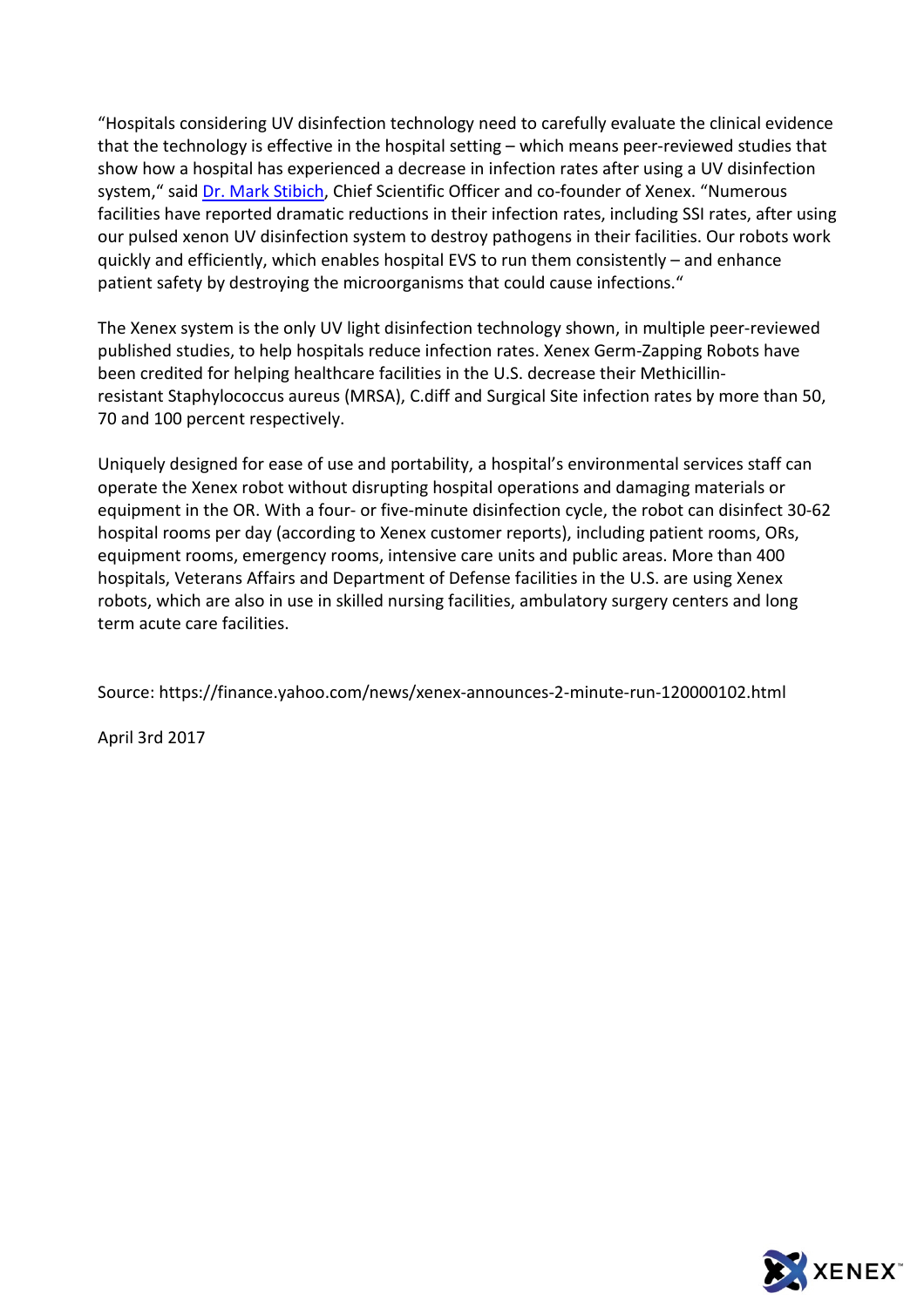"Hospitals considering UV disinfection technology need to carefully evaluate the clinical evidence that the technology is effective in the hospital setting – which means peer-reviewed studies that show how a hospital has experienced a decrease in infection rates after using a UV disinfection system," said [Dr. Mark Stibich](), Chief Scientific Officer and co-founder of Xenex. "Numerous facilities have reported dramatic reductions in their infection rates, including SSI rates, after using our pulsed xenon UV disinfection system to destroy pathogens in their facilities. Our robots work quickly and efficiently, which enables hospital EVS to run them consistently – and enhance patient safety by destroying the microorganisms that could cause infections."

The Xenex system is the only UV light disinfection technology shown, in multiple peer-reviewed published studies, to help hospitals reduce infection rates. Xenex Germ-Zapping Robots have been credited for helping healthcare facilities in the U.S. decrease their Methicillin-resistant Staphylococcus aureus (MRSA), C.diff and Surgical Site infection rates by more than 50, 70 and 100 percent respectively.

Uniquely designed for ease of use and portability, a hospital's environmental services staff can operate the Xenex robot without disrupting hospital operations and damaging materials or equipment in the OR. With a four- or five-minute disinfection cycle, the robot can disinfect 30-62 hospital rooms per day (according to Xenex customer reports), including patient rooms, ORs, equipment rooms, emergency rooms, intensive care units and public areas. More than 400 hospitals, Veterans Affairs and Department of Defense facilities in the U.S. are using Xenex robots, which are also in use in skilled nursing facilities, ambulatory surgery centers and long term acute care facilities.

Source: https://finance.yahoo.com/news/xenex-announces-2-minute-run-120000102.html

April 3rd 2017